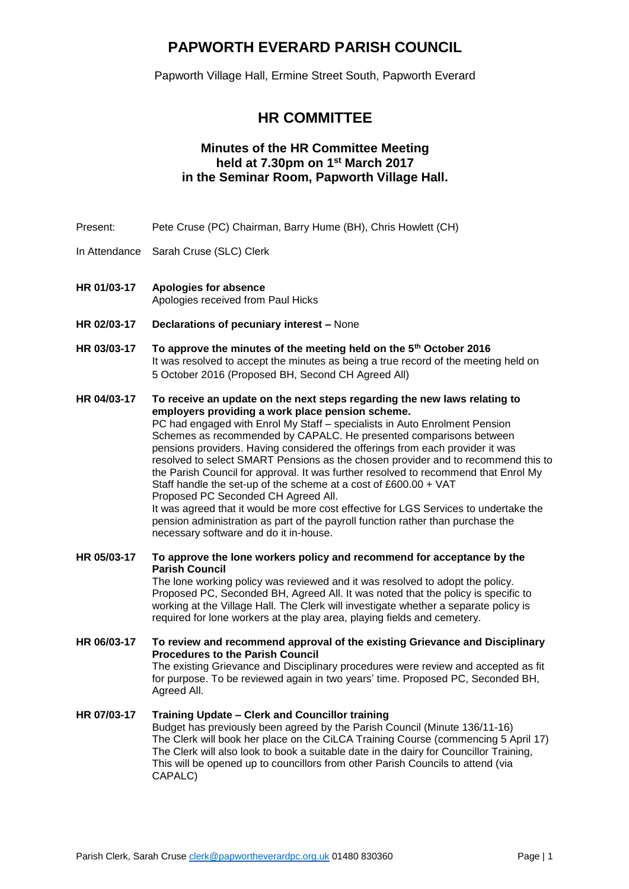# PAPWORTH EVERARD PARISH COUNCIL

Papworth Village Hall, Ermine Street South, Papworth Everard

## HR COMMITTEE

### Minutes of the HR Committee Meeting held at 7.30pm on 1st March 2017 in the Seminar Room, Papworth Village Hall.

Present: Pete Cruse (PC) Chairman, Barry Hume (BH), Chris Howlett (CH)

In Attendance Sarah Cruse (SLC) Clerk

**HR 01/03-17 Apologies for absence**
Apologies received from Paul Hicks

**HR 02/03-17 Declarations of pecuniary interest –** None

**HR 03/03-17 To approve the minutes of the meeting held on the 5th October 2016**
It was resolved to accept the minutes as being a true record of the meeting held on 5 October 2016 (Proposed BH, Second CH Agreed All)

**HR 04/03-17 To receive an update on the next steps regarding the new laws relating to employers providing a work place pension scheme.**
PC had engaged with Enrol My Staff – specialists in Auto Enrolment Pension Schemes as recommended by CAPALC. He presented comparisons between pensions providers. Having considered the offerings from each provider it was resolved to select SMART Pensions as the chosen provider and to recommend this to the Parish Council for approval. It was further resolved to recommend that Enrol My Staff handle the set-up of the scheme at a cost of £600.00 + VAT
Proposed PC Seconded CH Agreed All.
It was agreed that it would be more cost effective for LGS Services to undertake the pension administration as part of the payroll function rather than purchase the necessary software and do it in-house.

**HR 05/03-17 To approve the lone workers policy and recommend for acceptance by the Parish Council**
The lone working policy was reviewed and it was resolved to adopt the policy. Proposed PC, Seconded BH, Agreed All. It was noted that the policy is specific to working at the Village Hall. The Clerk will investigate whether a separate policy is required for lone workers at the play area, playing fields and cemetery.

**HR 06/03-17 To review and recommend approval of the existing Grievance and Disciplinary Procedures to the Parish Council**
The existing Grievance and Disciplinary procedures were review and accepted as fit for purpose. To be reviewed again in two years' time. Proposed PC, Seconded BH, Agreed All.

**HR 07/03-17 Training Update – Clerk and Councillor training**
Budget has previously been agreed by the Parish Council (Minute 136/11-16)
The Clerk will book her place on the CiLCA Training Course (commencing 5 April 17)
The Clerk will also look to book a suitable date in the dairy for Councillor Training, This will be opened up to councillors from other Parish Councils to attend (via CAPALC)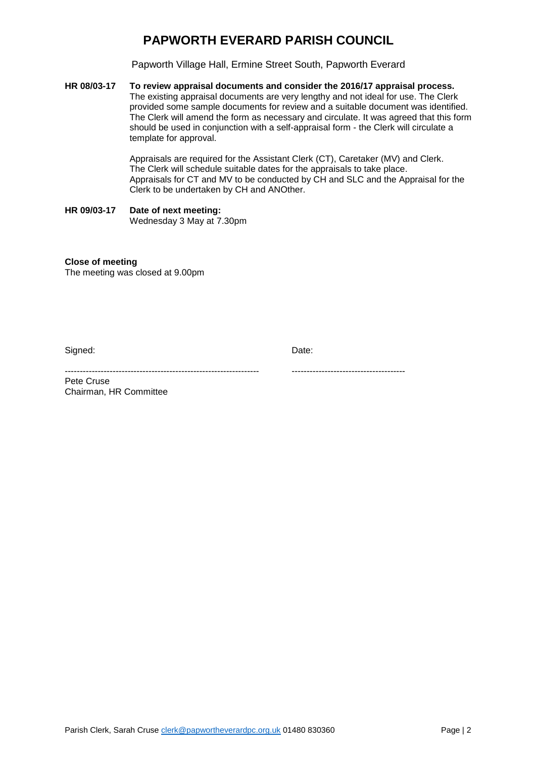# PAPWORTH EVERARD PARISH COUNCIL

Papworth Village Hall, Ermine Street South, Papworth Everard

**HR 08/03-17 To review appraisal documents and consider the 2016/17 appraisal process.**
The existing appraisal documents are very lengthy and not ideal for use. The Clerk provided some sample documents for review and a suitable document was identified. The Clerk will amend the form as necessary and circulate. It was agreed that this form should be used in conjunction with a self-appraisal form - the Clerk will circulate a template for approval.

Appraisals are required for the Assistant Clerk (CT), Caretaker (MV) and Clerk. The Clerk will schedule suitable dates for the appraisals to take place. Appraisals for CT and MV to be conducted by CH and SLC and the Appraisal for the Clerk to be undertaken by CH and ANOther.

**HR 09/03-17 Date of next meeting:**
Wednesday 3 May at 7.30pm

**Close of meeting**
The meeting was closed at 9.00pm

Signed: Date:

---------------------------------------------------------------- -------------------------------------

Pete Cruse
Chairman, HR Committee

Parish Clerk, Sarah Cruse clerk@papwortheverardpc.org.uk 01480 830360